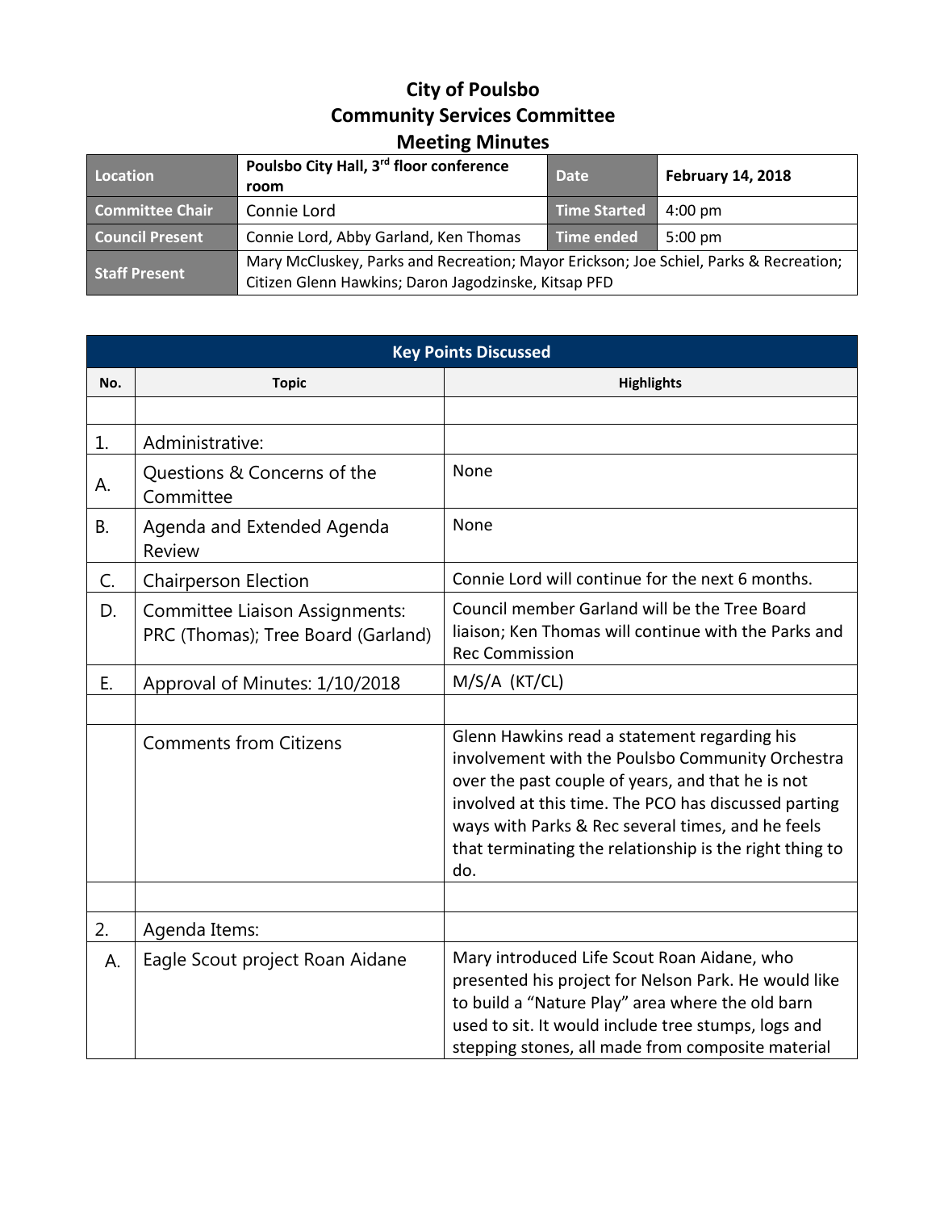# City of Poulsbo
## Community Services Committee
## Meeting Minutes

| Location | Poulsbo City Hall, 3rd floor conference room | Date | February 14, 2018 |
|---|---|---|---|
| Committee Chair | Connie Lord | Time Started | 4:00 pm |
| Council Present | Connie Lord, Abby Garland, Ken Thomas | Time ended | 5:00 pm |
| Staff Present | Mary McCluskey, Parks and Recreation; Mayor Erickson; Joe Schiel, Parks & Recreation; Citizen Glenn Hawkins; Daron Jagodzinske, Kitsap PFD | | |

**Key Points Discussed**

| No. | Topic | Highlights |
|---|---|---|
| | | |
| 1. | Administrative: | |
| A. | Questions & Concerns of the Committee | None |
| B. | Agenda and Extended Agenda Review | None |
| C. | Chairperson Election | Connie Lord will continue for the next 6 months. |
| D. | Committee Liaison Assignments: PRC (Thomas); Tree Board (Garland) | Council member Garland will be the Tree Board liaison; Ken Thomas will continue with the Parks and Rec Commission |
| E. | Approval of Minutes: 1/10/2018 | M/S/A (KT/CL) |
| | | |
| | Comments from Citizens | Glenn Hawkins read a statement regarding his involvement with the Poulsbo Community Orchestra over the past couple of years, and that he is not involved at this time. The PCO has discussed parting ways with Parks & Rec several times, and he feels that terminating the relationship is the right thing to do. |
| | | |
| 2. | Agenda Items: | |
| A. | Eagle Scout project Roan Aidane | Mary introduced Life Scout Roan Aidane, who presented his project for Nelson Park. He would like to build a "Nature Play" area where the old barn used to sit. It would include tree stumps, logs and stepping stones, all made from composite material |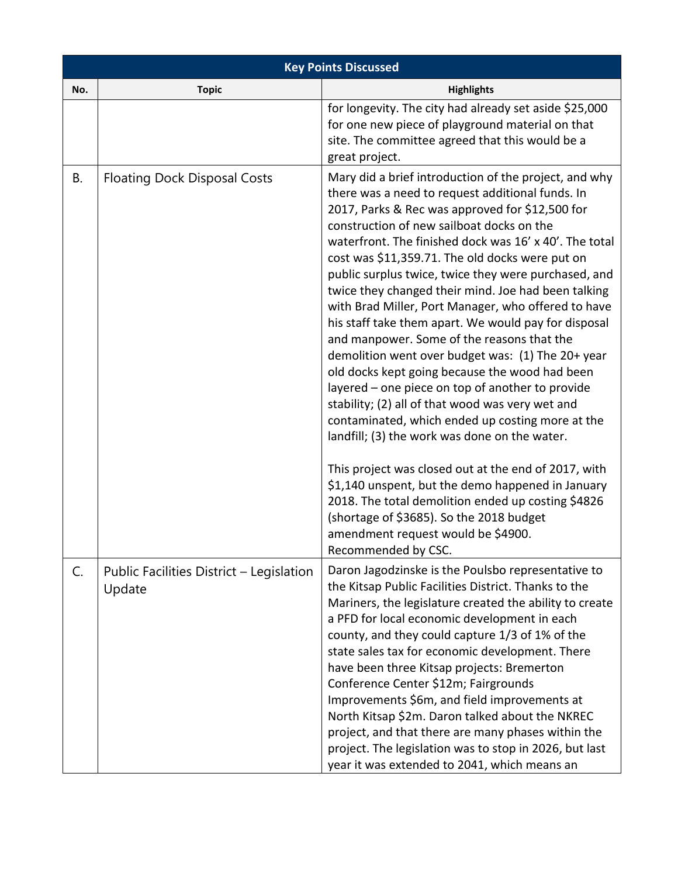| Key Points Discussed | | |
|---|---|---|
| **No.** | **Topic** | **Highlights** |
| | | for longevity. The city had already set aside $25,000 for one new piece of playground material on that site. The committee agreed that this would be a great project. |
| B. | Floating Dock Disposal Costs | Mary did a brief introduction of the project, and why there was a need to request additional funds. In 2017, Parks & Rec was approved for $12,500 for construction of new sailboat docks on the waterfront. The finished dock was 16' x 40'. The total cost was $11,359.71. The old docks were put on public surplus twice, twice they were purchased, and twice they changed their mind. Joe had been talking with Brad Miller, Port Manager, who offered to have his staff take them apart. We would pay for disposal and manpower. Some of the reasons that the demolition went over budget was: (1) The 20+ year old docks kept going because the wood had been layered – one piece on top of another to provide stability; (2) all of that wood was very wet and contaminated, which ended up costing more at the landfill; (3) the work was done on the water.<br><br>This project was closed out at the end of 2017, with $1,140 unspent, but the demo happened in January 2018. The total demolition ended up costing $4826 (shortage of $3685). So the 2018 budget amendment request would be $4900. Recommended by CSC. |
| C. | Public Facilities District – Legislation Update | Daron Jagodzinske is the Poulsbo representative to the Kitsap Public Facilities District. Thanks to the Mariners, the legislature created the ability to create a PFD for local economic development in each county, and they could capture 1/3 of 1% of the state sales tax for economic development. There have been three Kitsap projects: Bremerton Conference Center $12m; Fairgrounds Improvements $6m, and field improvements at North Kitsap $2m. Daron talked about the NKREC project, and that there are many phases within the project. The legislation was to stop in 2026, but last year it was extended to 2041, which means an |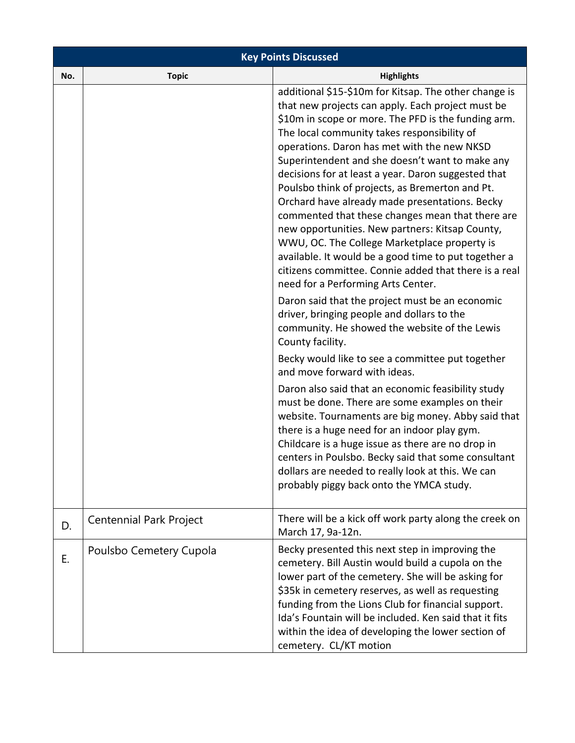| Key Points Discussed | | |
|---|---|---|
| **No.** | **Topic** | **Highlights** |
| | | additional $15-$10m for Kitsap. The other change is that new projects can apply. Each project must be $10m in scope or more. The PFD is the funding arm. The local community takes responsibility of operations. Daron has met with the new NKSD Superintendent and she doesn't want to make any decisions for at least a year. Daron suggested that Poulsbo think of projects, as Bremerton and Pt. Orchard have already made presentations. Becky commented that these changes mean that there are new opportunities. New partners: Kitsap County, WWU, OC. The College Marketplace property is available. It would be a good time to put together a citizens committee. Connie added that there is a real need for a Performing Arts Center.<br><br>Daron said that the project must be an economic driver, bringing people and dollars to the community. He showed the website of the Lewis County facility.<br><br>Becky would like to see a committee put together and move forward with ideas.<br><br>Daron also said that an economic feasibility study must be done. There are some examples on their website. Tournaments are big money. Abby said that there is a huge need for an indoor play gym. Childcare is a huge issue as there are no drop in centers in Poulsbo. Becky said that some consultant dollars are needed to really look at this. We can probably piggy back onto the YMCA study. |
| D. | Centennial Park Project | There will be a kick off work party along the creek on March 17, 9a-12n. |
| E. | Poulsbo Cemetery Cupola | Becky presented this next step in improving the cemetery. Bill Austin would build a cupola on the lower part of the cemetery. She will be asking for $35k in cemetery reserves, as well as requesting funding from the Lions Club for financial support. Ida's Fountain will be included. Ken said that it fits within the idea of developing the lower section of cemetery. CL/KT motion |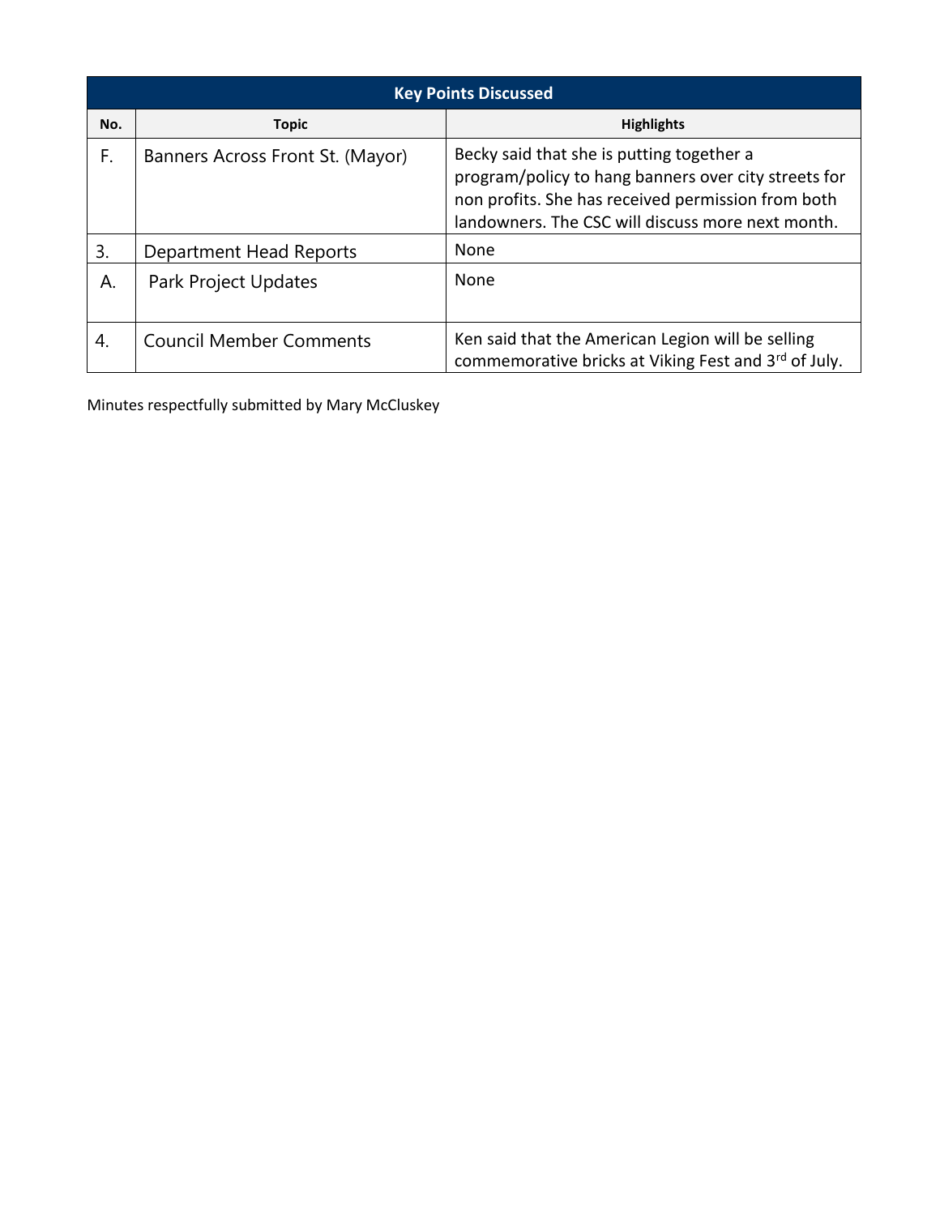| Key Points Discussed | | |
| --- | --- | --- |
| **No.** | **Topic** | **Highlights** |
| F. | Banners Across Front St. (Mayor) | Becky said that she is putting together a program/policy to hang banners over city streets for non profits. She has received permission from both landowners. The CSC will discuss more next month. |
| 3. | Department Head Reports | None |
| A. | Park Project Updates | None |
| 4. | Council Member Comments | Ken said that the American Legion will be selling commemorative bricks at Viking Fest and 3rd of July. |

Minutes respectfully submitted by Mary McCluskey